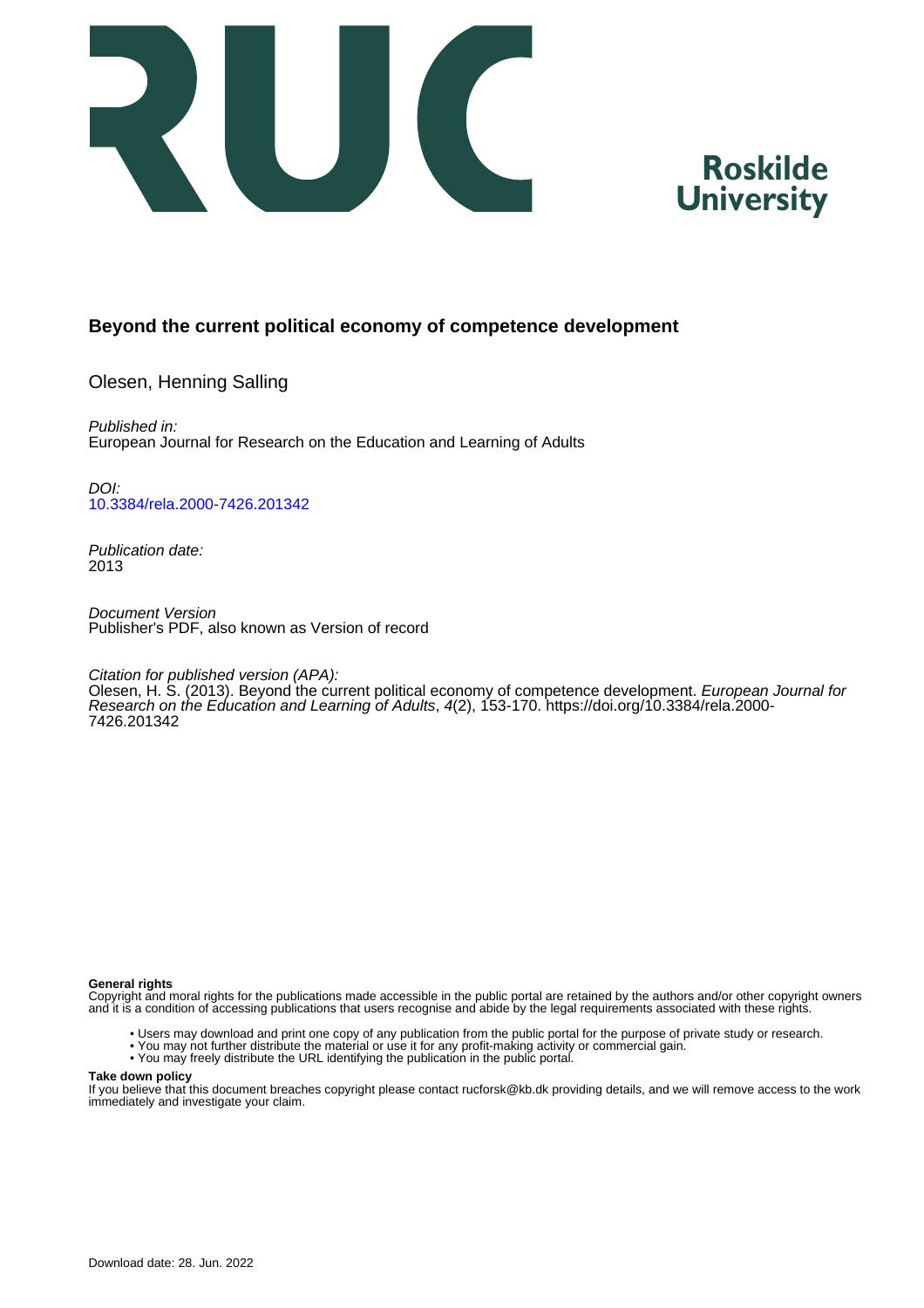**Beyond the current political economy of competence development**

Olesen, Henning Salling

*Published in:*
European Journal for Research on the Education and Learning of Adults

*DOI:*
10.3384/rela.2000-7426.201342

*Publication date:*
2013

*Document Version*
Publisher's PDF, also known as Version of record

*Citation for published version (APA):*
Olesen, H. S. (2013). Beyond the current political economy of competence development. *European Journal for Research on the Education and Learning of Adults*, *4*(2), 153-170. https://doi.org/10.3384/rela.2000-7426.201342

**General rights**
Copyright and moral rights for the publications made accessible in the public portal are retained by the authors and/or other copyright owners and it is a condition of accessing publications that users recognise and abide by the legal requirements associated with these rights.

- Users may download and print one copy of any publication from the public portal for the purpose of private study or research.
- You may not further distribute the material or use it for any profit-making activity or commercial gain.
- You may freely distribute the URL identifying the publication in the public portal.

**Take down policy**
If you believe that this document breaches copyright please contact rucforsk@kb.dk providing details, and we will remove access to the work immediately and investigate your claim.

Download date: 28. Jun. 2022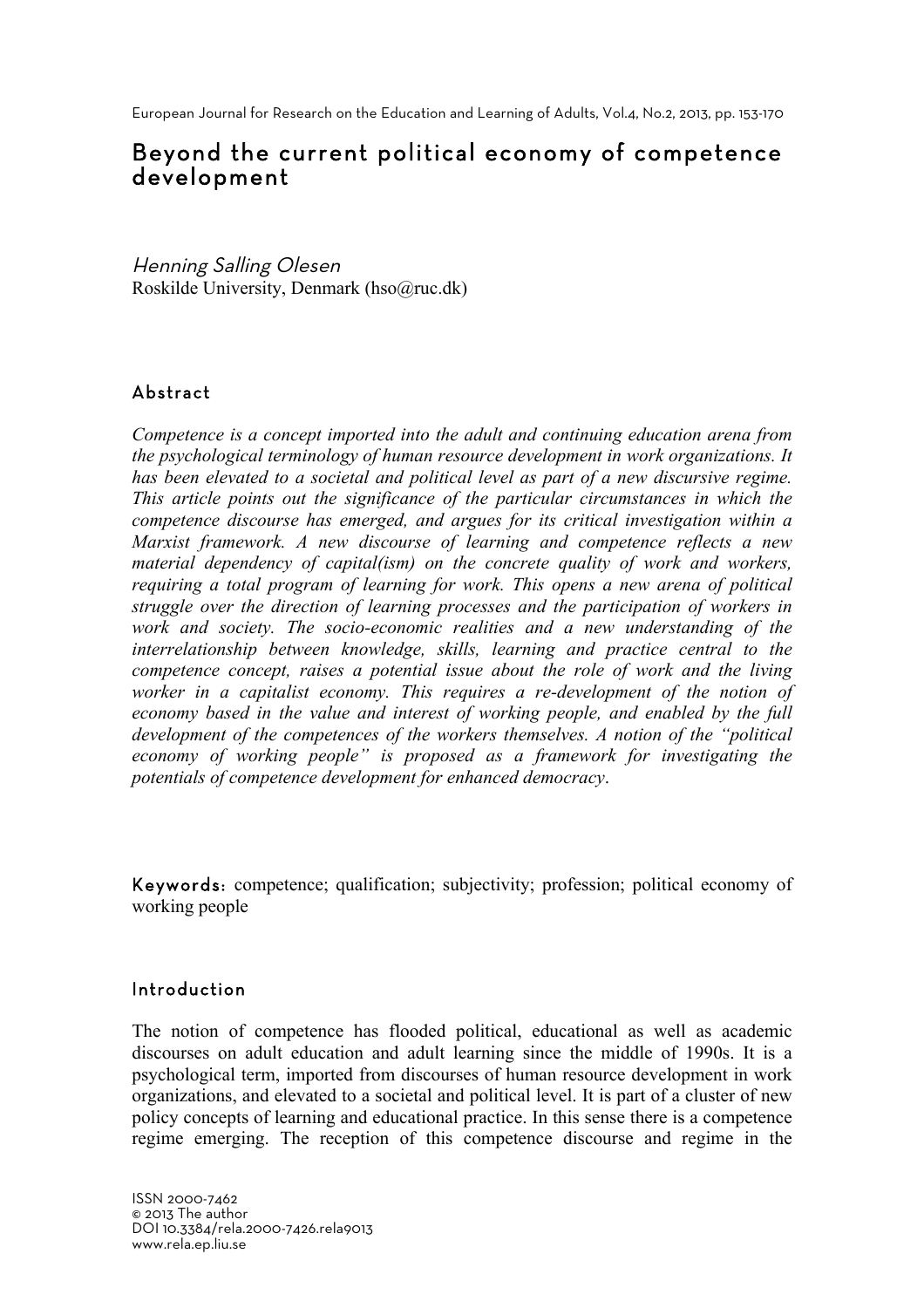# Beyond the current political economy of competence development

*Henning Salling Olesen*
Roskilde University, Denmark (hso@ruc.dk)

## Abstract

*Competence is a concept imported into the adult and continuing education arena from the psychological terminology of human resource development in work organizations. It has been elevated to a societal and political level as part of a new discursive regime. This article points out the significance of the particular circumstances in which the competence discourse has emerged, and argues for its critical investigation within a Marxist framework. A new discourse of learning and competence reflects a new material dependency of capital(ism) on the concrete quality of work and workers, requiring a total program of learning for work. This opens a new arena of political struggle over the direction of learning processes and the participation of workers in work and society. The socio-economic realities and a new understanding of the interrelationship between knowledge, skills, learning and practice central to the competence concept, raises a potential issue about the role of work and the living worker in a capitalist economy. This requires a re-development of the notion of economy based in the value and interest of working people, and enabled by the full development of the competences of the workers themselves. A notion of the "political economy of working people" is proposed as a framework for investigating the potentials of competence development for enhanced democracy*.

**Keywords:** competence; qualification; subjectivity; profession; political economy of working people

## Introduction

The notion of competence has flooded political, educational as well as academic discourses on adult education and adult learning since the middle of 1990s. It is a psychological term, imported from discourses of human resource development in work organizations, and elevated to a societal and political level. It is part of a cluster of new policy concepts of learning and educational practice. In this sense there is a competence regime emerging. The reception of this competence discourse and regime in the

ISSN 2000-7462
© 2013 The author
DOI 10.3384/rela.2000-7426.rela9013
www.rela.ep.liu.se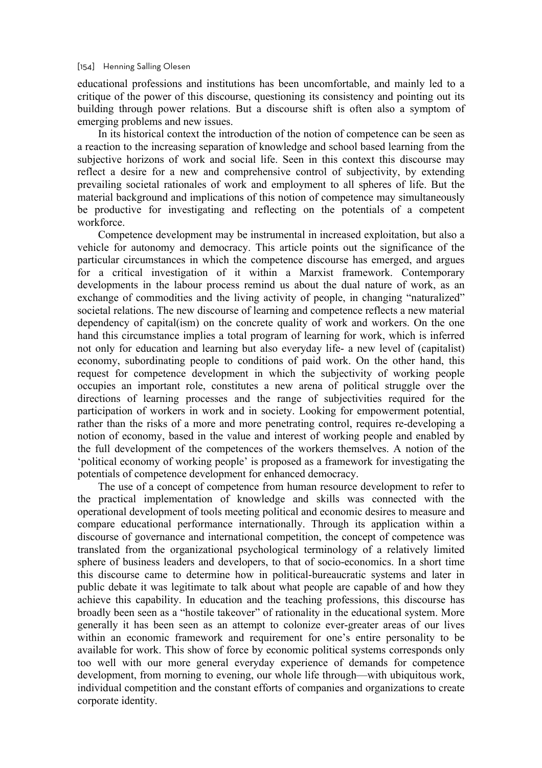educational professions and institutions has been uncomfortable, and mainly led to a critique of the power of this discourse, questioning its consistency and pointing out its building through power relations. But a discourse shift is often also a symptom of emerging problems and new issues.

In its historical context the introduction of the notion of competence can be seen as a reaction to the increasing separation of knowledge and school based learning from the subjective horizons of work and social life. Seen in this context this discourse may reflect a desire for a new and comprehensive control of subjectivity, by extending prevailing societal rationales of work and employment to all spheres of life. But the material background and implications of this notion of competence may simultaneously be productive for investigating and reflecting on the potentials of a competent workforce.

Competence development may be instrumental in increased exploitation, but also a vehicle for autonomy and democracy. This article points out the significance of the particular circumstances in which the competence discourse has emerged, and argues for a critical investigation of it within a Marxist framework. Contemporary developments in the labour process remind us about the dual nature of work, as an exchange of commodities and the living activity of people, in changing "naturalized" societal relations. The new discourse of learning and competence reflects a new material dependency of capital(ism) on the concrete quality of work and workers. On the one hand this circumstance implies a total program of learning for work, which is inferred not only for education and learning but also everyday life- a new level of (capitalist) economy, subordinating people to conditions of paid work. On the other hand, this request for competence development in which the subjectivity of working people occupies an important role, constitutes a new arena of political struggle over the directions of learning processes and the range of subjectivities required for the participation of workers in work and in society. Looking for empowerment potential, rather than the risks of a more and more penetrating control, requires re-developing a notion of economy, based in the value and interest of working people and enabled by the full development of the competences of the workers themselves. A notion of the 'political economy of working people' is proposed as a framework for investigating the potentials of competence development for enhanced democracy.

The use of a concept of competence from human resource development to refer to the practical implementation of knowledge and skills was connected with the operational development of tools meeting political and economic desires to measure and compare educational performance internationally. Through its application within a discourse of governance and international competition, the concept of competence was translated from the organizational psychological terminology of a relatively limited sphere of business leaders and developers, to that of socio-economics. In a short time this discourse came to determine how in political-bureaucratic systems and later in public debate it was legitimate to talk about what people are capable of and how they achieve this capability. In education and the teaching professions, this discourse has broadly been seen as a "hostile takeover" of rationality in the educational system. More generally it has been seen as an attempt to colonize ever-greater areas of our lives within an economic framework and requirement for one's entire personality to be available for work. This show of force by economic political systems corresponds only too well with our more general everyday experience of demands for competence development, from morning to evening, our whole life through—with ubiquitous work, individual competition and the constant efforts of companies and organizations to create corporate identity.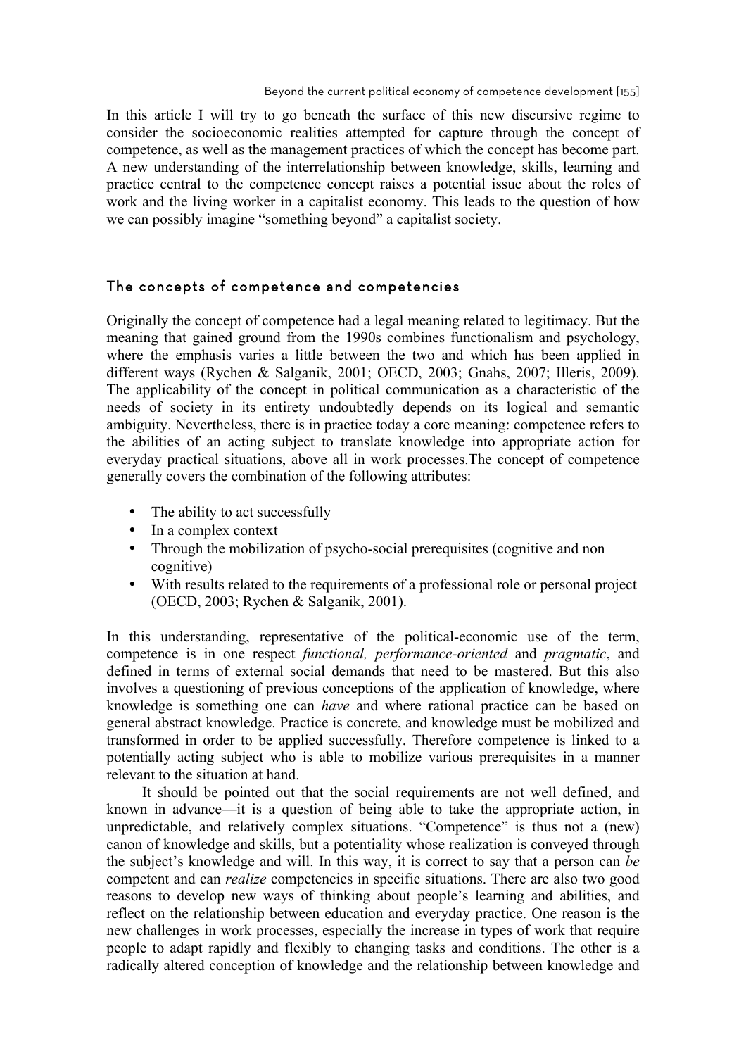In this article I will try to go beneath the surface of this new discursive regime to consider the socioeconomic realities attempted for capture through the concept of competence, as well as the management practices of which the concept has become part. A new understanding of the interrelationship between knowledge, skills, learning and practice central to the competence concept raises a potential issue about the roles of work and the living worker in a capitalist economy. This leads to the question of how we can possibly imagine "something beyond" a capitalist society.

## The concepts of competence and competencies

Originally the concept of competence had a legal meaning related to legitimacy. But the meaning that gained ground from the 1990s combines functionalism and psychology, where the emphasis varies a little between the two and which has been applied in different ways (Rychen & Salganik, 2001; OECD, 2003; Gnahs, 2007; Illeris, 2009). The applicability of the concept in political communication as a characteristic of the needs of society in its entirety undoubtedly depends on its logical and semantic ambiguity. Nevertheless, there is in practice today a core meaning: competence refers to the abilities of an acting subject to translate knowledge into appropriate action for everyday practical situations, above all in work processes.The concept of competence generally covers the combination of the following attributes:

- The ability to act successfully
- In a complex context
- Through the mobilization of psycho-social prerequisites (cognitive and non cognitive)
- With results related to the requirements of a professional role or personal project (OECD, 2003; Rychen & Salganik, 2001).

In this understanding, representative of the political-economic use of the term, competence is in one respect *functional, performance-oriented* and *pragmatic*, and defined in terms of external social demands that need to be mastered. But this also involves a questioning of previous conceptions of the application of knowledge, where knowledge is something one can *have* and where rational practice can be based on general abstract knowledge. Practice is concrete, and knowledge must be mobilized and transformed in order to be applied successfully. Therefore competence is linked to a potentially acting subject who is able to mobilize various prerequisites in a manner relevant to the situation at hand.

It should be pointed out that the social requirements are not well defined, and known in advance—it is a question of being able to take the appropriate action, in unpredictable, and relatively complex situations. "Competence" is thus not a (new) canon of knowledge and skills, but a potentiality whose realization is conveyed through the subject's knowledge and will. In this way, it is correct to say that a person can *be* competent and can *realize* competencies in specific situations. There are also two good reasons to develop new ways of thinking about people's learning and abilities, and reflect on the relationship between education and everyday practice. One reason is the new challenges in work processes, especially the increase in types of work that require people to adapt rapidly and flexibly to changing tasks and conditions. The other is a radically altered conception of knowledge and the relationship between knowledge and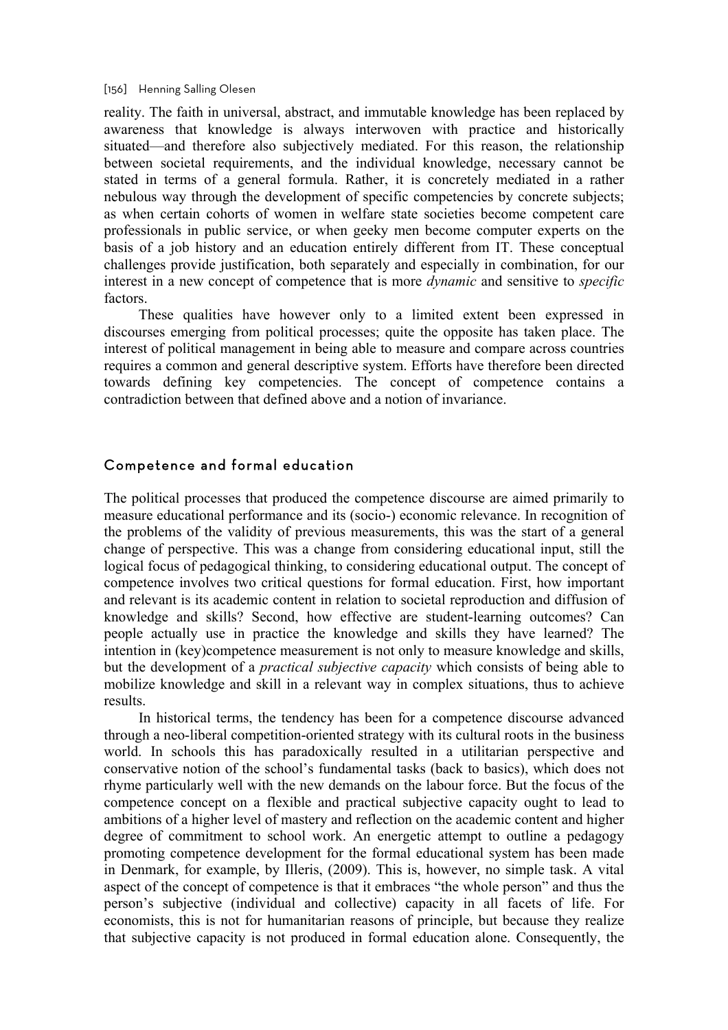reality. The faith in universal, abstract, and immutable knowledge has been replaced by awareness that knowledge is always interwoven with practice and historically situated—and therefore also subjectively mediated. For this reason, the relationship between societal requirements, and the individual knowledge, necessary cannot be stated in terms of a general formula. Rather, it is concretely mediated in a rather nebulous way through the development of specific competencies by concrete subjects; as when certain cohorts of women in welfare state societies become competent care professionals in public service, or when geeky men become computer experts on the basis of a job history and an education entirely different from IT. These conceptual challenges provide justification, both separately and especially in combination, for our interest in a new concept of competence that is more *dynamic* and sensitive to *specific* factors.

These qualities have however only to a limited extent been expressed in discourses emerging from political processes; quite the opposite has taken place. The interest of political management in being able to measure and compare across countries requires a common and general descriptive system. Efforts have therefore been directed towards defining key competencies. The concept of competence contains a contradiction between that defined above and a notion of invariance.

## Competence and formal education

The political processes that produced the competence discourse are aimed primarily to measure educational performance and its (socio-) economic relevance. In recognition of the problems of the validity of previous measurements, this was the start of a general change of perspective. This was a change from considering educational input, still the logical focus of pedagogical thinking, to considering educational output. The concept of competence involves two critical questions for formal education. First, how important and relevant is its academic content in relation to societal reproduction and diffusion of knowledge and skills? Second, how effective are student-learning outcomes? Can people actually use in practice the knowledge and skills they have learned? The intention in (key)competence measurement is not only to measure knowledge and skills, but the development of a *practical subjective capacity* which consists of being able to mobilize knowledge and skill in a relevant way in complex situations, thus to achieve results.

In historical terms, the tendency has been for a competence discourse advanced through a neo-liberal competition-oriented strategy with its cultural roots in the business world. In schools this has paradoxically resulted in a utilitarian perspective and conservative notion of the school's fundamental tasks (back to basics), which does not rhyme particularly well with the new demands on the labour force. But the focus of the competence concept on a flexible and practical subjective capacity ought to lead to ambitions of a higher level of mastery and reflection on the academic content and higher degree of commitment to school work. An energetic attempt to outline a pedagogy promoting competence development for the formal educational system has been made in Denmark, for example, by Illeris, (2009). This is, however, no simple task. A vital aspect of the concept of competence is that it embraces "the whole person" and thus the person's subjective (individual and collective) capacity in all facets of life. For economists, this is not for humanitarian reasons of principle, but because they realize that subjective capacity is not produced in formal education alone. Consequently, the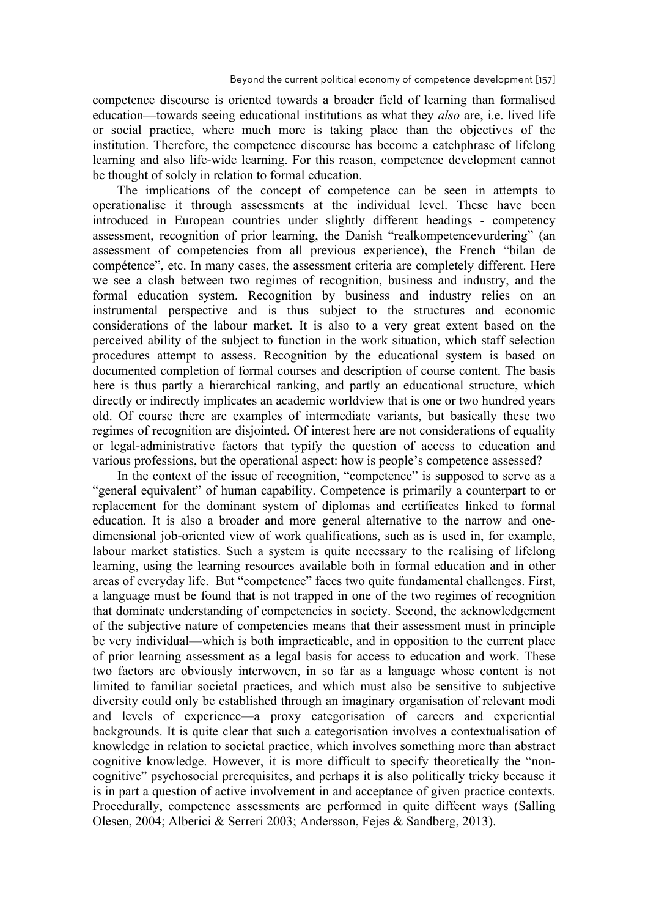competence discourse is oriented towards a broader field of learning than formalised education—towards seeing educational institutions as what they *also* are, i.e. lived life or social practice, where much more is taking place than the objectives of the institution. Therefore, the competence discourse has become a catchphrase of lifelong learning and also life-wide learning. For this reason, competence development cannot be thought of solely in relation to formal education.

The implications of the concept of competence can be seen in attempts to operationalise it through assessments at the individual level. These have been introduced in European countries under slightly different headings - competency assessment, recognition of prior learning, the Danish "realkompetencevurdering" (an assessment of competencies from all previous experience), the French "bilan de compétence", etc. In many cases, the assessment criteria are completely different. Here we see a clash between two regimes of recognition, business and industry, and the formal education system. Recognition by business and industry relies on an instrumental perspective and is thus subject to the structures and economic considerations of the labour market. It is also to a very great extent based on the perceived ability of the subject to function in the work situation, which staff selection procedures attempt to assess. Recognition by the educational system is based on documented completion of formal courses and description of course content. The basis here is thus partly a hierarchical ranking, and partly an educational structure, which directly or indirectly implicates an academic worldview that is one or two hundred years old. Of course there are examples of intermediate variants, but basically these two regimes of recognition are disjointed. Of interest here are not considerations of equality or legal-administrative factors that typify the question of access to education and various professions, but the operational aspect: how is people's competence assessed?

In the context of the issue of recognition, "competence" is supposed to serve as a "general equivalent" of human capability. Competence is primarily a counterpart to or replacement for the dominant system of diplomas and certificates linked to formal education. It is also a broader and more general alternative to the narrow and one-dimensional job-oriented view of work qualifications, such as is used in, for example, labour market statistics. Such a system is quite necessary to the realising of lifelong learning, using the learning resources available both in formal education and in other areas of everyday life. But "competence" faces two quite fundamental challenges. First, a language must be found that is not trapped in one of the two regimes of recognition that dominate understanding of competencies in society. Second, the acknowledgement of the subjective nature of competencies means that their assessment must in principle be very individual—which is both impracticable, and in opposition to the current place of prior learning assessment as a legal basis for access to education and work. These two factors are obviously interwoven, in so far as a language whose content is not limited to familiar societal practices, and which must also be sensitive to subjective diversity could only be established through an imaginary organisation of relevant modi and levels of experience—a proxy categorisation of careers and experiential backgrounds. It is quite clear that such a categorisation involves a contextualisation of knowledge in relation to societal practice, which involves something more than abstract cognitive knowledge. However, it is more difficult to specify theoretically the "non-cognitive" psychosocial prerequisites, and perhaps it is also politically tricky because it is in part a question of active involvement in and acceptance of given practice contexts. Procedurally, competence assessments are performed in quite diffeent ways (Salling Olesen, 2004; Alberici & Serreri 2003; Andersson, Fejes & Sandberg, 2013).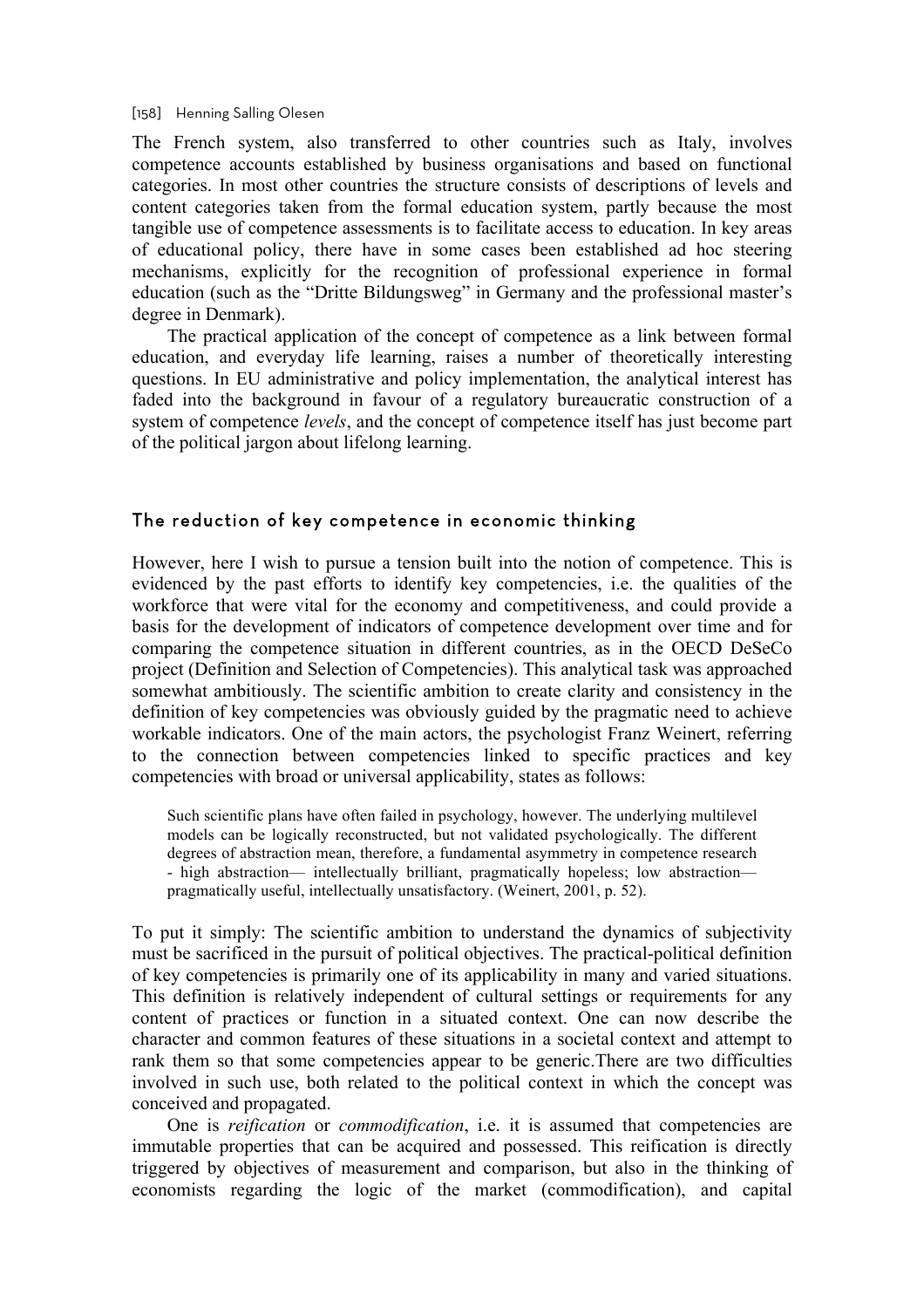The French system, also transferred to other countries such as Italy, involves competence accounts established by business organisations and based on functional categories. In most other countries the structure consists of descriptions of levels and content categories taken from the formal education system, partly because the most tangible use of competence assessments is to facilitate access to education. In key areas of educational policy, there have in some cases been established ad hoc steering mechanisms, explicitly for the recognition of professional experience in formal education (such as the "Dritte Bildungsweg" in Germany and the professional master's degree in Denmark).

The practical application of the concept of competence as a link between formal education, and everyday life learning, raises a number of theoretically interesting questions. In EU administrative and policy implementation, the analytical interest has faded into the background in favour of a regulatory bureaucratic construction of a system of competence *levels*, and the concept of competence itself has just become part of the political jargon about lifelong learning.

## The reduction of key competence in economic thinking

However, here I wish to pursue a tension built into the notion of competence. This is evidenced by the past efforts to identify key competencies, i.e. the qualities of the workforce that were vital for the economy and competitiveness, and could provide a basis for the development of indicators of competence development over time and for comparing the competence situation in different countries, as in the OECD DeSeCo project (Definition and Selection of Competencies). This analytical task was approached somewhat ambitiously. The scientific ambition to create clarity and consistency in the definition of key competencies was obviously guided by the pragmatic need to achieve workable indicators. One of the main actors, the psychologist Franz Weinert, referring to the connection between competencies linked to specific practices and key competencies with broad or universal applicability, states as follows:

> Such scientific plans have often failed in psychology, however. The underlying multilevel models can be logically reconstructed, but not validated psychologically. The different degrees of abstraction mean, therefore, a fundamental asymmetry in competence research - high abstraction— intellectually brilliant, pragmatically hopeless; low abstraction— pragmatically useful, intellectually unsatisfactory. (Weinert, 2001, p. 52).

To put it simply: The scientific ambition to understand the dynamics of subjectivity must be sacrificed in the pursuit of political objectives. The practical-political definition of key competencies is primarily one of its applicability in many and varied situations. This definition is relatively independent of cultural settings or requirements for any content of practices or function in a situated context. One can now describe the character and common features of these situations in a societal context and attempt to rank them so that some competencies appear to be generic.There are two difficulties involved in such use, both related to the political context in which the concept was conceived and propagated.

One is *reification* or *commodification*, i.e. it is assumed that competencies are immutable properties that can be acquired and possessed. This reification is directly triggered by objectives of measurement and comparison, but also in the thinking of economists regarding the logic of the market (commodification), and capital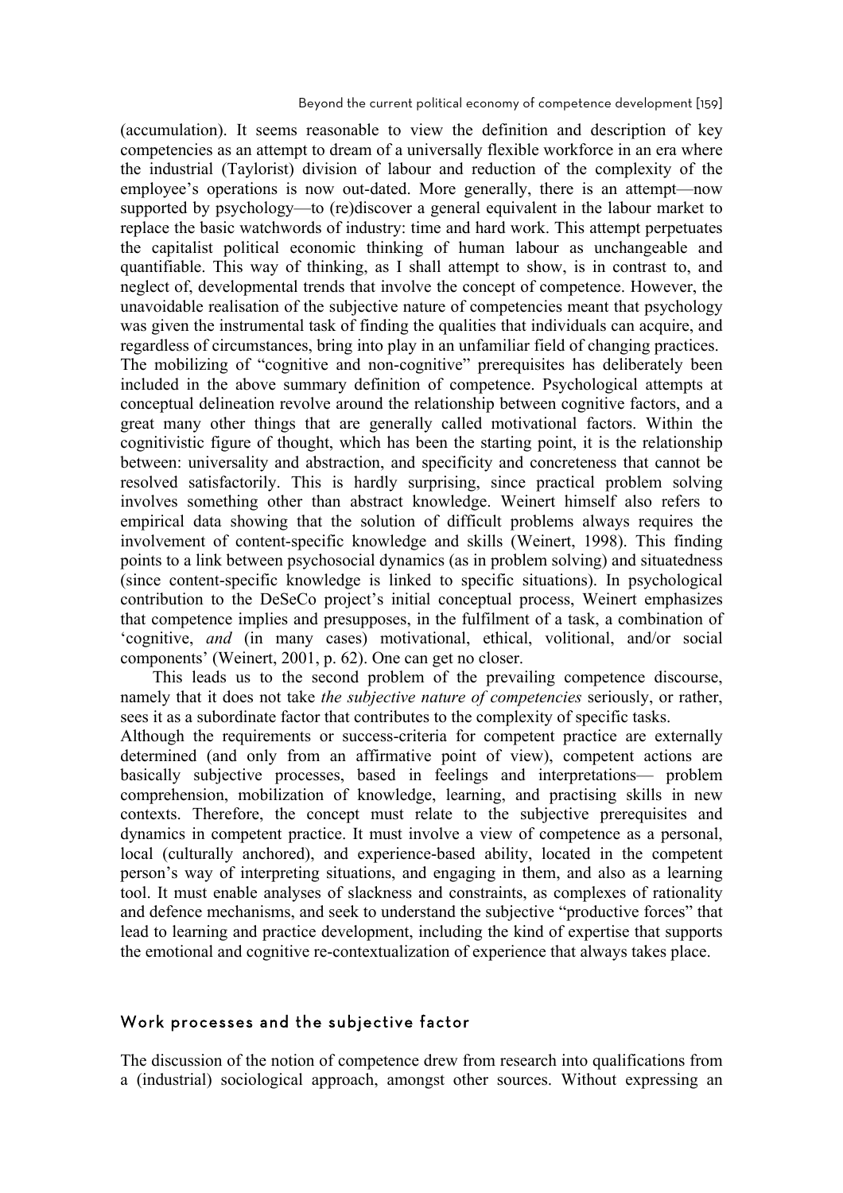(accumulation). It seems reasonable to view the definition and description of key competencies as an attempt to dream of a universally flexible workforce in an era where the industrial (Taylorist) division of labour and reduction of the complexity of the employee's operations is now out-dated. More generally, there is an attempt—now supported by psychology—to (re)discover a general equivalent in the labour market to replace the basic watchwords of industry: time and hard work. This attempt perpetuates the capitalist political economic thinking of human labour as unchangeable and quantifiable. This way of thinking, as I shall attempt to show, is in contrast to, and neglect of, developmental trends that involve the concept of competence. However, the unavoidable realisation of the subjective nature of competencies meant that psychology was given the instrumental task of finding the qualities that individuals can acquire, and regardless of circumstances, bring into play in an unfamiliar field of changing practices.

The mobilizing of "cognitive and non-cognitive" prerequisites has deliberately been included in the above summary definition of competence. Psychological attempts at conceptual delineation revolve around the relationship between cognitive factors, and a great many other things that are generally called motivational factors. Within the cognitivistic figure of thought, which has been the starting point, it is the relationship between: universality and abstraction, and specificity and concreteness that cannot be resolved satisfactorily. This is hardly surprising, since practical problem solving involves something other than abstract knowledge. Weinert himself also refers to empirical data showing that the solution of difficult problems always requires the involvement of content-specific knowledge and skills (Weinert, 1998). This finding points to a link between psychosocial dynamics (as in problem solving) and situatedness (since content-specific knowledge is linked to specific situations). In psychological contribution to the DeSeCo project's initial conceptual process, Weinert emphasizes that competence implies and presupposes, in the fulfilment of a task, a combination of 'cognitive, *and* (in many cases) motivational, ethical, volitional, and/or social components' (Weinert, 2001, p. 62). One can get no closer.

This leads us to the second problem of the prevailing competence discourse, namely that it does not take *the subjective nature of competencies* seriously, or rather, sees it as a subordinate factor that contributes to the complexity of specific tasks.

Although the requirements or success-criteria for competent practice are externally determined (and only from an affirmative point of view), competent actions are basically subjective processes, based in feelings and interpretations— problem comprehension, mobilization of knowledge, learning, and practising skills in new contexts. Therefore, the concept must relate to the subjective prerequisites and dynamics in competent practice. It must involve a view of competence as a personal, local (culturally anchored), and experience-based ability, located in the competent person's way of interpreting situations, and engaging in them, and also as a learning tool. It must enable analyses of slackness and constraints, as complexes of rationality and defence mechanisms, and seek to understand the subjective "productive forces" that lead to learning and practice development, including the kind of expertise that supports the emotional and cognitive re-contextualization of experience that always takes place.

## Work processes and the subjective factor

The discussion of the notion of competence drew from research into qualifications from a (industrial) sociological approach, amongst other sources. Without expressing an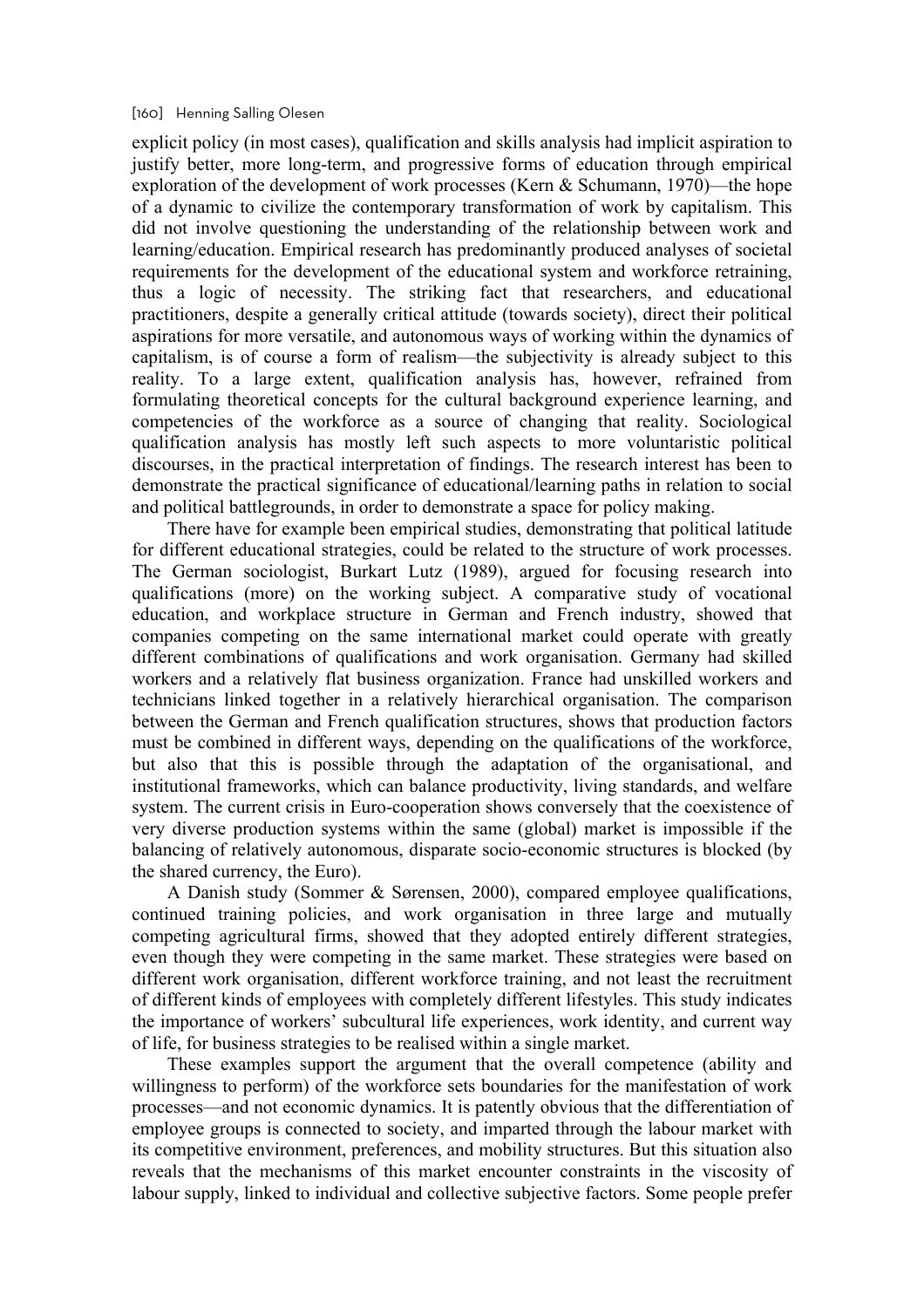explicit policy (in most cases), qualification and skills analysis had implicit aspiration to justify better, more long-term, and progressive forms of education through empirical exploration of the development of work processes (Kern & Schumann, 1970)—the hope of a dynamic to civilize the contemporary transformation of work by capitalism. This did not involve questioning the understanding of the relationship between work and learning/education. Empirical research has predominantly produced analyses of societal requirements for the development of the educational system and workforce retraining, thus a logic of necessity. The striking fact that researchers, and educational practitioners, despite a generally critical attitude (towards society), direct their political aspirations for more versatile, and autonomous ways of working within the dynamics of capitalism, is of course a form of realism—the subjectivity is already subject to this reality. To a large extent, qualification analysis has, however, refrained from formulating theoretical concepts for the cultural background experience learning, and competencies of the workforce as a source of changing that reality. Sociological qualification analysis has mostly left such aspects to more voluntaristic political discourses, in the practical interpretation of findings. The research interest has been to demonstrate the practical significance of educational/learning paths in relation to social and political battlegrounds, in order to demonstrate a space for policy making.

There have for example been empirical studies, demonstrating that political latitude for different educational strategies, could be related to the structure of work processes. The German sociologist, Burkart Lutz (1989), argued for focusing research into qualifications (more) on the working subject. A comparative study of vocational education, and workplace structure in German and French industry, showed that companies competing on the same international market could operate with greatly different combinations of qualifications and work organisation. Germany had skilled workers and a relatively flat business organization. France had unskilled workers and technicians linked together in a relatively hierarchical organisation. The comparison between the German and French qualification structures, shows that production factors must be combined in different ways, depending on the qualifications of the workforce, but also that this is possible through the adaptation of the organisational, and institutional frameworks, which can balance productivity, living standards, and welfare system. The current crisis in Euro-cooperation shows conversely that the coexistence of very diverse production systems within the same (global) market is impossible if the balancing of relatively autonomous, disparate socio-economic structures is blocked (by the shared currency, the Euro).

A Danish study (Sommer & Sørensen, 2000), compared employee qualifications, continued training policies, and work organisation in three large and mutually competing agricultural firms, showed that they adopted entirely different strategies, even though they were competing in the same market. These strategies were based on different work organisation, different workforce training, and not least the recruitment of different kinds of employees with completely different lifestyles. This study indicates the importance of workers' subcultural life experiences, work identity, and current way of life, for business strategies to be realised within a single market.

These examples support the argument that the overall competence (ability and willingness to perform) of the workforce sets boundaries for the manifestation of work processes—and not economic dynamics. It is patently obvious that the differentiation of employee groups is connected to society, and imparted through the labour market with its competitive environment, preferences, and mobility structures. But this situation also reveals that the mechanisms of this market encounter constraints in the viscosity of labour supply, linked to individual and collective subjective factors. Some people prefer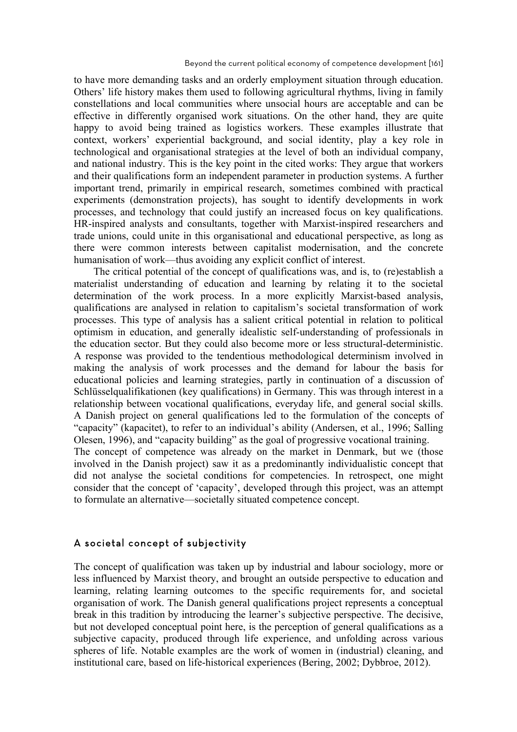to have more demanding tasks and an orderly employment situation through education. Others' life history makes them used to following agricultural rhythms, living in family constellations and local communities where unsocial hours are acceptable and can be effective in differently organised work situations. On the other hand, they are quite happy to avoid being trained as logistics workers. These examples illustrate that context, workers' experiential background, and social identity, play a key role in technological and organisational strategies at the level of both an individual company, and national industry. This is the key point in the cited works: They argue that workers and their qualifications form an independent parameter in production systems. A further important trend, primarily in empirical research, sometimes combined with practical experiments (demonstration projects), has sought to identify developments in work processes, and technology that could justify an increased focus on key qualifications. HR-inspired analysts and consultants, together with Marxist-inspired researchers and trade unions, could unite in this organisational and educational perspective, as long as there were common interests between capitalist modernisation, and the concrete humanisation of work—thus avoiding any explicit conflict of interest.

The critical potential of the concept of qualifications was, and is, to (re)establish a materialist understanding of education and learning by relating it to the societal determination of the work process. In a more explicitly Marxist-based analysis, qualifications are analysed in relation to capitalism's societal transformation of work processes. This type of analysis has a salient critical potential in relation to political optimism in education, and generally idealistic self-understanding of professionals in the education sector. But they could also become more or less structural-deterministic. A response was provided to the tendentious methodological determinism involved in making the analysis of work processes and the demand for labour the basis for educational policies and learning strategies, partly in continuation of a discussion of Schlüsselqualifikationen (key qualifications) in Germany. This was through interest in a relationship between vocational qualifications, everyday life, and general social skills. A Danish project on general qualifications led to the formulation of the concepts of "capacity" (kapacitet), to refer to an individual's ability (Andersen, et al., 1996; Salling Olesen, 1996), and "capacity building" as the goal of progressive vocational training.
The concept of competence was already on the market in Denmark, but we (those involved in the Danish project) saw it as a predominantly individualistic concept that did not analyse the societal conditions for competencies. In retrospect, one might consider that the concept of 'capacity', developed through this project, was an attempt to formulate an alternative—societally situated competence concept.

## A societal concept of subjectivity

The concept of qualification was taken up by industrial and labour sociology, more or less influenced by Marxist theory, and brought an outside perspective to education and learning, relating learning outcomes to the specific requirements for, and societal organisation of work. The Danish general qualifications project represents a conceptual break in this tradition by introducing the learner's subjective perspective. The decisive, but not developed conceptual point here, is the perception of general qualifications as a subjective capacity, produced through life experience, and unfolding across various spheres of life. Notable examples are the work of women in (industrial) cleaning, and institutional care, based on life-historical experiences (Bering, 2002; Dybbroe, 2012).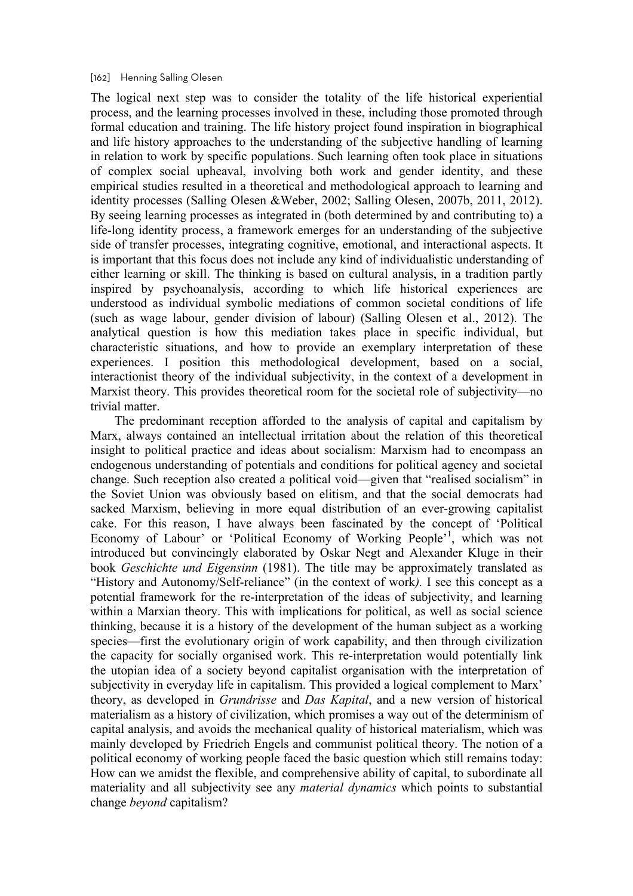The logical next step was to consider the totality of the life historical experiential process, and the learning processes involved in these, including those promoted through formal education and training. The life history project found inspiration in biographical and life history approaches to the understanding of the subjective handling of learning in relation to work by specific populations. Such learning often took place in situations of complex social upheaval, involving both work and gender identity, and these empirical studies resulted in a theoretical and methodological approach to learning and identity processes (Salling Olesen &Weber, 2002; Salling Olesen, 2007b, 2011, 2012). By seeing learning processes as integrated in (both determined by and contributing to) a life-long identity process, a framework emerges for an understanding of the subjective side of transfer processes, integrating cognitive, emotional, and interactional aspects. It is important that this focus does not include any kind of individualistic understanding of either learning or skill. The thinking is based on cultural analysis, in a tradition partly inspired by psychoanalysis, according to which life historical experiences are understood as individual symbolic mediations of common societal conditions of life (such as wage labour, gender division of labour) (Salling Olesen et al., 2012). The analytical question is how this mediation takes place in specific individual, but characteristic situations, and how to provide an exemplary interpretation of these experiences. I position this methodological development, based on a social, interactionist theory of the individual subjectivity, in the context of a development in Marxist theory. This provides theoretical room for the societal role of subjectivity—no trivial matter.

The predominant reception afforded to the analysis of capital and capitalism by Marx, always contained an intellectual irritation about the relation of this theoretical insight to political practice and ideas about socialism: Marxism had to encompass an endogenous understanding of potentials and conditions for political agency and societal change. Such reception also created a political void—given that "realised socialism" in the Soviet Union was obviously based on elitism, and that the social democrats had sacked Marxism, believing in more equal distribution of an ever-growing capitalist cake. For this reason, I have always been fascinated by the concept of 'Political Economy of Labour' or 'Political Economy of Working People'[1], which was not introduced but convincingly elaborated by Oskar Negt and Alexander Kluge in their book *Geschichte und Eigensinn* (1981). The title may be approximately translated as "History and Autonomy/Self-reliance" (in the context of work). I see this concept as a potential framework for the re-interpretation of the ideas of subjectivity, and learning within a Marxian theory. This with implications for political, as well as social science thinking, because it is a history of the development of the human subject as a working species—first the evolutionary origin of work capability, and then through civilization the capacity for socially organised work. This re-interpretation would potentially link the utopian idea of a society beyond capitalist organisation with the interpretation of subjectivity in everyday life in capitalism. This provided a logical complement to Marx' theory, as developed in *Grundrisse* and *Das Kapital*, and a new version of historical materialism as a history of civilization, which promises a way out of the determinism of capital analysis, and avoids the mechanical quality of historical materialism, which was mainly developed by Friedrich Engels and communist political theory. The notion of a political economy of working people faced the basic question which still remains today: How can we amidst the flexible, and comprehensive ability of capital, to subordinate all materiality and all subjectivity see any *material dynamics* which points to substantial change *beyond* capitalism?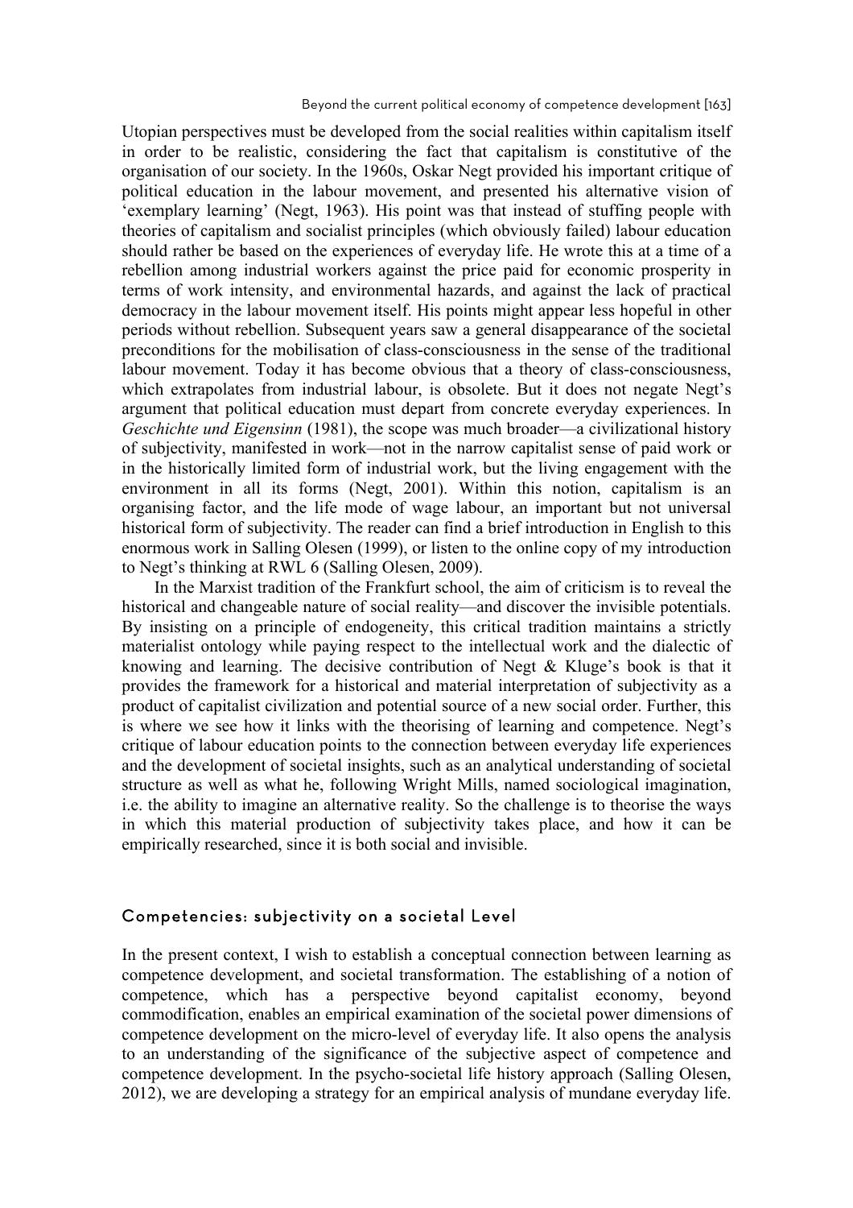Utopian perspectives must be developed from the social realities within capitalism itself in order to be realistic, considering the fact that capitalism is constitutive of the organisation of our society. In the 1960s, Oskar Negt provided his important critique of political education in the labour movement, and presented his alternative vision of 'exemplary learning' (Negt, 1963). His point was that instead of stuffing people with theories of capitalism and socialist principles (which obviously failed) labour education should rather be based on the experiences of everyday life. He wrote this at a time of a rebellion among industrial workers against the price paid for economic prosperity in terms of work intensity, and environmental hazards, and against the lack of practical democracy in the labour movement itself. His points might appear less hopeful in other periods without rebellion. Subsequent years saw a general disappearance of the societal preconditions for the mobilisation of class-consciousness in the sense of the traditional labour movement. Today it has become obvious that a theory of class-consciousness, which extrapolates from industrial labour, is obsolete. But it does not negate Negt's argument that political education must depart from concrete everyday experiences. In *Geschichte und Eigensinn* (1981), the scope was much broader—a civilizational history of subjectivity, manifested in work—not in the narrow capitalist sense of paid work or in the historically limited form of industrial work, but the living engagement with the environment in all its forms (Negt, 2001). Within this notion, capitalism is an organising factor, and the life mode of wage labour, an important but not universal historical form of subjectivity. The reader can find a brief introduction in English to this enormous work in Salling Olesen (1999), or listen to the online copy of my introduction to Negt's thinking at RWL 6 (Salling Olesen, 2009).

In the Marxist tradition of the Frankfurt school, the aim of criticism is to reveal the historical and changeable nature of social reality—and discover the invisible potentials. By insisting on a principle of endogeneity, this critical tradition maintains a strictly materialist ontology while paying respect to the intellectual work and the dialectic of knowing and learning. The decisive contribution of Negt & Kluge's book is that it provides the framework for a historical and material interpretation of subjectivity as a product of capitalist civilization and potential source of a new social order. Further, this is where we see how it links with the theorising of learning and competence. Negt's critique of labour education points to the connection between everyday life experiences and the development of societal insights, such as an analytical understanding of societal structure as well as what he, following Wright Mills, named sociological imagination, i.e. the ability to imagine an alternative reality. So the challenge is to theorise the ways in which this material production of subjectivity takes place, and how it can be empirically researched, since it is both social and invisible.

## Competencies: subjectivity on a societal Level

In the present context, I wish to establish a conceptual connection between learning as competence development, and societal transformation. The establishing of a notion of competence, which has a perspective beyond capitalist economy, beyond commodification, enables an empirical examination of the societal power dimensions of competence development on the micro-level of everyday life. It also opens the analysis to an understanding of the significance of the subjective aspect of competence and competence development. In the psycho-societal life history approach (Salling Olesen, 2012), we are developing a strategy for an empirical analysis of mundane everyday life.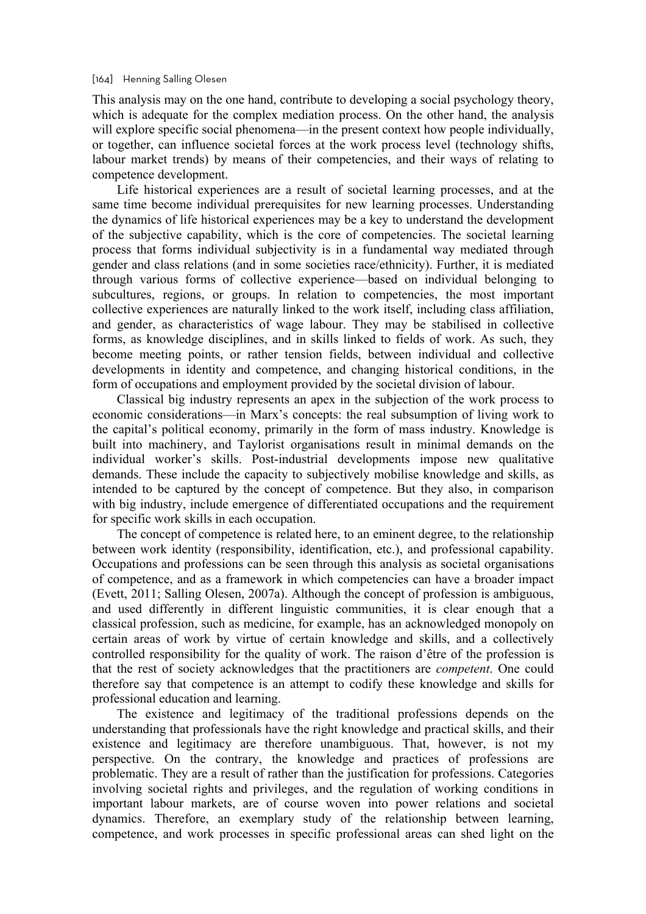This analysis may on the one hand, contribute to developing a social psychology theory, which is adequate for the complex mediation process. On the other hand, the analysis will explore specific social phenomena—in the present context how people individually, or together, can influence societal forces at the work process level (technology shifts, labour market trends) by means of their competencies, and their ways of relating to competence development.

Life historical experiences are a result of societal learning processes, and at the same time become individual prerequisites for new learning processes. Understanding the dynamics of life historical experiences may be a key to understand the development of the subjective capability, which is the core of competencies. The societal learning process that forms individual subjectivity is in a fundamental way mediated through gender and class relations (and in some societies race/ethnicity). Further, it is mediated through various forms of collective experience—based on individual belonging to subcultures, regions, or groups. In relation to competencies, the most important collective experiences are naturally linked to the work itself, including class affiliation, and gender, as characteristics of wage labour. They may be stabilised in collective forms, as knowledge disciplines, and in skills linked to fields of work. As such, they become meeting points, or rather tension fields, between individual and collective developments in identity and competence, and changing historical conditions, in the form of occupations and employment provided by the societal division of labour.

Classical big industry represents an apex in the subjection of the work process to economic considerations—in Marx's concepts: the real subsumption of living work to the capital's political economy, primarily in the form of mass industry. Knowledge is built into machinery, and Taylorist organisations result in minimal demands on the individual worker's skills. Post-industrial developments impose new qualitative demands. These include the capacity to subjectively mobilise knowledge and skills, as intended to be captured by the concept of competence. But they also, in comparison with big industry, include emergence of differentiated occupations and the requirement for specific work skills in each occupation.

The concept of competence is related here, to an eminent degree, to the relationship between work identity (responsibility, identification, etc.), and professional capability. Occupations and professions can be seen through this analysis as societal organisations of competence, and as a framework in which competencies can have a broader impact (Evett, 2011; Salling Olesen, 2007a). Although the concept of profession is ambiguous, and used differently in different linguistic communities, it is clear enough that a classical profession, such as medicine, for example, has an acknowledged monopoly on certain areas of work by virtue of certain knowledge and skills, and a collectively controlled responsibility for the quality of work. The raison d'être of the profession is that the rest of society acknowledges that the practitioners are *competent*. One could therefore say that competence is an attempt to codify these knowledge and skills for professional education and learning.

The existence and legitimacy of the traditional professions depends on the understanding that professionals have the right knowledge and practical skills, and their existence and legitimacy are therefore unambiguous. That, however, is not my perspective. On the contrary, the knowledge and practices of professions are problematic. They are a result of rather than the justification for professions. Categories involving societal rights and privileges, and the regulation of working conditions in important labour markets, are of course woven into power relations and societal dynamics. Therefore, an exemplary study of the relationship between learning, competence, and work processes in specific professional areas can shed light on the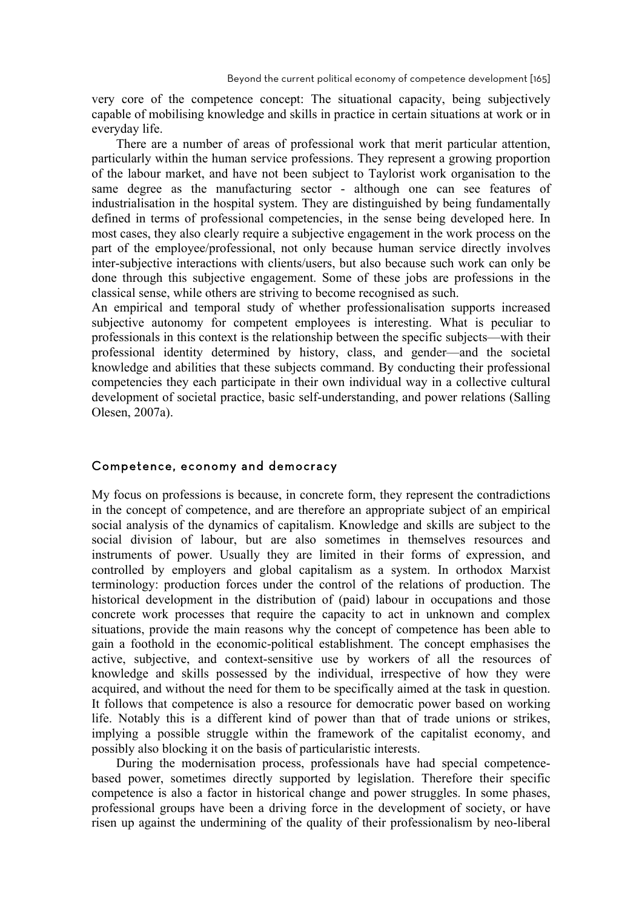very core of the competence concept: The situational capacity, being subjectively capable of mobilising knowledge and skills in practice in certain situations at work or in everyday life.

There are a number of areas of professional work that merit particular attention, particularly within the human service professions. They represent a growing proportion of the labour market, and have not been subject to Taylorist work organisation to the same degree as the manufacturing sector - although one can see features of industrialisation in the hospital system. They are distinguished by being fundamentally defined in terms of professional competencies, in the sense being developed here. In most cases, they also clearly require a subjective engagement in the work process on the part of the employee/professional, not only because human service directly involves inter-subjective interactions with clients/users, but also because such work can only be done through this subjective engagement. Some of these jobs are professions in the classical sense, while others are striving to become recognised as such.

An empirical and temporal study of whether professionalisation supports increased subjective autonomy for competent employees is interesting. What is peculiar to professionals in this context is the relationship between the specific subjects—with their professional identity determined by history, class, and gender—and the societal knowledge and abilities that these subjects command. By conducting their professional competencies they each participate in their own individual way in a collective cultural development of societal practice, basic self-understanding, and power relations (Salling Olesen, 2007a).

## Competence, economy and democracy

My focus on professions is because, in concrete form, they represent the contradictions in the concept of competence, and are therefore an appropriate subject of an empirical social analysis of the dynamics of capitalism. Knowledge and skills are subject to the social division of labour, but are also sometimes in themselves resources and instruments of power. Usually they are limited in their forms of expression, and controlled by employers and global capitalism as a system. In orthodox Marxist terminology: production forces under the control of the relations of production. The historical development in the distribution of (paid) labour in occupations and those concrete work processes that require the capacity to act in unknown and complex situations, provide the main reasons why the concept of competence has been able to gain a foothold in the economic-political establishment. The concept emphasises the active, subjective, and context-sensitive use by workers of all the resources of knowledge and skills possessed by the individual, irrespective of how they were acquired, and without the need for them to be specifically aimed at the task in question. It follows that competence is also a resource for democratic power based on working life. Notably this is a different kind of power than that of trade unions or strikes, implying a possible struggle within the framework of the capitalist economy, and possibly also blocking it on the basis of particularistic interests.

During the modernisation process, professionals have had special competence-based power, sometimes directly supported by legislation. Therefore their specific competence is also a factor in historical change and power struggles. In some phases, professional groups have been a driving force in the development of society, or have risen up against the undermining of the quality of their professionalism by neo-liberal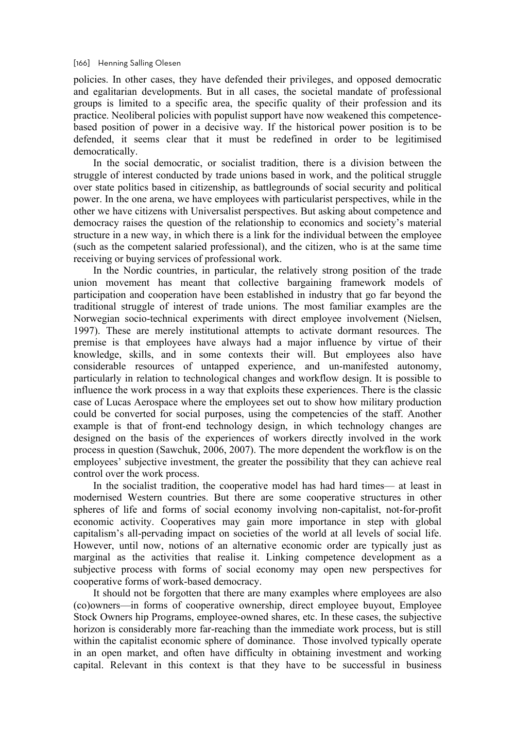policies. In other cases, they have defended their privileges, and opposed democratic and egalitarian developments. But in all cases, the societal mandate of professional groups is limited to a specific area, the specific quality of their profession and its practice. Neoliberal policies with populist support have now weakened this competence-based position of power in a decisive way. If the historical power position is to be defended, it seems clear that it must be redefined in order to be legitimised democratically.

In the social democratic, or socialist tradition, there is a division between the struggle of interest conducted by trade unions based in work, and the political struggle over state politics based in citizenship, as battlegrounds of social security and political power. In the one arena, we have employees with particularist perspectives, while in the other we have citizens with Universalist perspectives. But asking about competence and democracy raises the question of the relationship to economics and society's material structure in a new way, in which there is a link for the individual between the employee (such as the competent salaried professional), and the citizen, who is at the same time receiving or buying services of professional work.

In the Nordic countries, in particular, the relatively strong position of the trade union movement has meant that collective bargaining framework models of participation and cooperation have been established in industry that go far beyond the traditional struggle of interest of trade unions. The most familiar examples are the Norwegian socio-technical experiments with direct employee involvement (Nielsen, 1997). These are merely institutional attempts to activate dormant resources. The premise is that employees have always had a major influence by virtue of their knowledge, skills, and in some contexts their will. But employees also have considerable resources of untapped experience, and un-manifested autonomy, particularly in relation to technological changes and workflow design. It is possible to influence the work process in a way that exploits these experiences. There is the classic case of Lucas Aerospace where the employees set out to show how military production could be converted for social purposes, using the competencies of the staff. Another example is that of front-end technology design, in which technology changes are designed on the basis of the experiences of workers directly involved in the work process in question (Sawchuk, 2006, 2007). The more dependent the workflow is on the employees' subjective investment, the greater the possibility that they can achieve real control over the work process.

In the socialist tradition, the cooperative model has had hard times— at least in modernised Western countries. But there are some cooperative structures in other spheres of life and forms of social economy involving non-capitalist, not-for-profit economic activity. Cooperatives may gain more importance in step with global capitalism's all-pervading impact on societies of the world at all levels of social life. However, until now, notions of an alternative economic order are typically just as marginal as the activities that realise it. Linking competence development as a subjective process with forms of social economy may open new perspectives for cooperative forms of work-based democracy.

It should not be forgotten that there are many examples where employees are also (co)owners—in forms of cooperative ownership, direct employee buyout, Employee Stock Owners hip Programs, employee-owned shares, etc. In these cases, the subjective horizon is considerably more far-reaching than the immediate work process, but is still within the capitalist economic sphere of dominance. Those involved typically operate in an open market, and often have difficulty in obtaining investment and working capital. Relevant in this context is that they have to be successful in business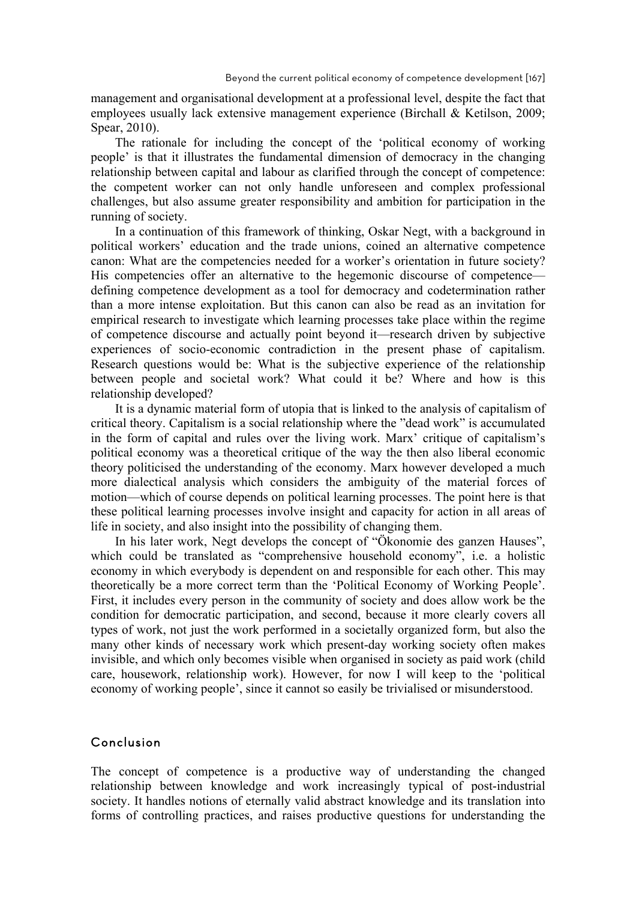management and organisational development at a professional level, despite the fact that employees usually lack extensive management experience (Birchall & Ketilson, 2009; Spear, 2010).

The rationale for including the concept of the 'political economy of working people' is that it illustrates the fundamental dimension of democracy in the changing relationship between capital and labour as clarified through the concept of competence: the competent worker can not only handle unforeseen and complex professional challenges, but also assume greater responsibility and ambition for participation in the running of society.

In a continuation of this framework of thinking, Oskar Negt, with a background in political workers' education and the trade unions, coined an alternative competence canon: What are the competencies needed for a worker's orientation in future society? His competencies offer an alternative to the hegemonic discourse of competence—defining competence development as a tool for democracy and codetermination rather than a more intense exploitation. But this canon can also be read as an invitation for empirical research to investigate which learning processes take place within the regime of competence discourse and actually point beyond it—research driven by subjective experiences of socio-economic contradiction in the present phase of capitalism. Research questions would be: What is the subjective experience of the relationship between people and societal work? What could it be? Where and how is this relationship developed?

It is a dynamic material form of utopia that is linked to the analysis of capitalism of critical theory. Capitalism is a social relationship where the "dead work" is accumulated in the form of capital and rules over the living work. Marx' critique of capitalism's political economy was a theoretical critique of the way the then also liberal economic theory politicised the understanding of the economy. Marx however developed a much more dialectical analysis which considers the ambiguity of the material forces of motion—which of course depends on political learning processes. The point here is that these political learning processes involve insight and capacity for action in all areas of life in society, and also insight into the possibility of changing them.

In his later work, Negt develops the concept of "Ökonomie des ganzen Hauses", which could be translated as "comprehensive household economy", i.e. a holistic economy in which everybody is dependent on and responsible for each other. This may theoretically be a more correct term than the 'Political Economy of Working People'. First, it includes every person in the community of society and does allow work be the condition for democratic participation, and second, because it more clearly covers all types of work, not just the work performed in a societally organized form, but also the many other kinds of necessary work which present-day working society often makes invisible, and which only becomes visible when organised in society as paid work (child care, housework, relationship work). However, for now I will keep to the 'political economy of working people', since it cannot so easily be trivialised or misunderstood.

## Conclusion

The concept of competence is a productive way of understanding the changed relationship between knowledge and work increasingly typical of post-industrial society. It handles notions of eternally valid abstract knowledge and its translation into forms of controlling practices, and raises productive questions for understanding the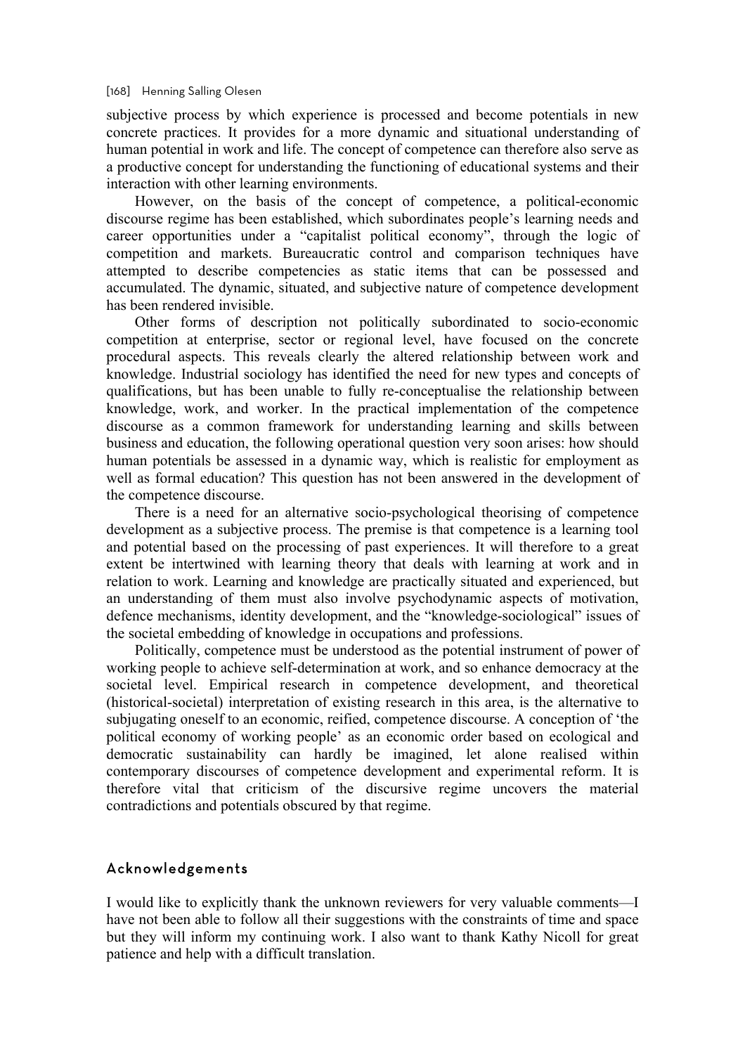subjective process by which experience is processed and become potentials in new concrete practices. It provides for a more dynamic and situational understanding of human potential in work and life. The concept of competence can therefore also serve as a productive concept for understanding the functioning of educational systems and their interaction with other learning environments.

However, on the basis of the concept of competence, a political-economic discourse regime has been established, which subordinates people's learning needs and career opportunities under a "capitalist political economy", through the logic of competition and markets. Bureaucratic control and comparison techniques have attempted to describe competencies as static items that can be possessed and accumulated. The dynamic, situated, and subjective nature of competence development has been rendered invisible.

Other forms of description not politically subordinated to socio-economic competition at enterprise, sector or regional level, have focused on the concrete procedural aspects. This reveals clearly the altered relationship between work and knowledge. Industrial sociology has identified the need for new types and concepts of qualifications, but has been unable to fully re-conceptualise the relationship between knowledge, work, and worker. In the practical implementation of the competence discourse as a common framework for understanding learning and skills between business and education, the following operational question very soon arises: how should human potentials be assessed in a dynamic way, which is realistic for employment as well as formal education? This question has not been answered in the development of the competence discourse.

There is a need for an alternative socio-psychological theorising of competence development as a subjective process. The premise is that competence is a learning tool and potential based on the processing of past experiences. It will therefore to a great extent be intertwined with learning theory that deals with learning at work and in relation to work. Learning and knowledge are practically situated and experienced, but an understanding of them must also involve psychodynamic aspects of motivation, defence mechanisms, identity development, and the "knowledge-sociological" issues of the societal embedding of knowledge in occupations and professions.

Politically, competence must be understood as the potential instrument of power of working people to achieve self-determination at work, and so enhance democracy at the societal level. Empirical research in competence development, and theoretical (historical-societal) interpretation of existing research in this area, is the alternative to subjugating oneself to an economic, reified, competence discourse. A conception of 'the political economy of working people' as an economic order based on ecological and democratic sustainability can hardly be imagined, let alone realised within contemporary discourses of competence development and experimental reform. It is therefore vital that criticism of the discursive regime uncovers the material contradictions and potentials obscured by that regime.

## Acknowledgements

I would like to explicitly thank the unknown reviewers for very valuable comments—I have not been able to follow all their suggestions with the constraints of time and space but they will inform my continuing work. I also want to thank Kathy Nicoll for great patience and help with a difficult translation.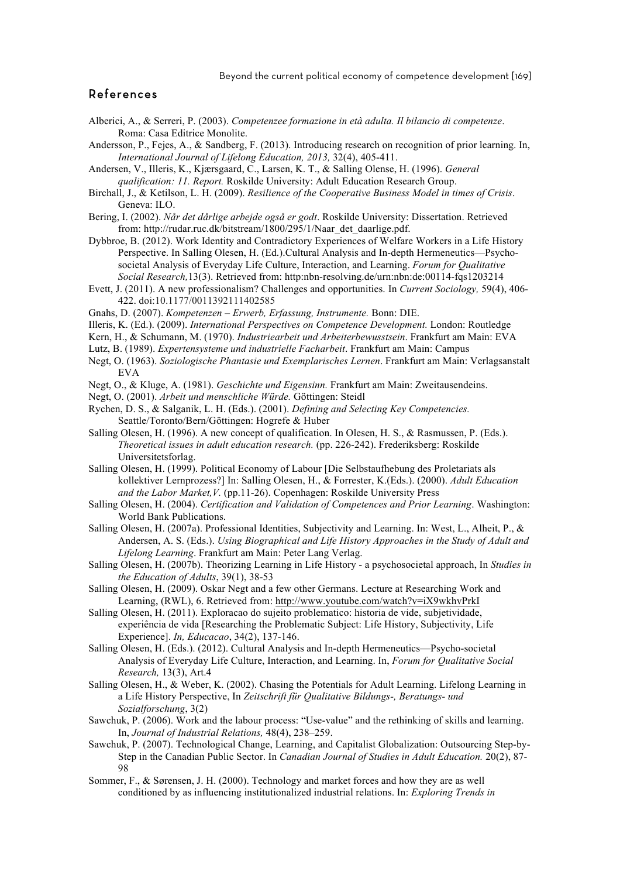## References

Alberici, A., & Serreri, P. (2003). *Competenzee formazione in età adulta. Il bilancio di competenze*. Roma: Casa Editrice Monolite.

Andersson, P., Fejes, A., & Sandberg, F. (2013). Introducing research on recognition of prior learning. In, *International Journal of Lifelong Education, 2013,* 32(4), 405-411.

Andersen, V., Illeris, K., Kjærsgaard, C., Larsen, K. T., & Salling Olense, H. (1996). *General qualification: 11. Report.* Roskilde University: Adult Education Research Group.

Birchall, J., & Ketilson, L. H. (2009). *Resilience of the Cooperative Business Model in times of Crisis*. Geneva: ILO.

Bering, I. (2002). *Når det dårlige arbejde også er godt*. Roskilde University: Dissertation. Retrieved from: http://rudar.ruc.dk/bitstream/1800/295/1/Naar_det_daarlige.pdf.

Dybbroe, B. (2012). Work Identity and Contradictory Experiences of Welfare Workers in a Life History Perspective. In Salling Olesen, H. (Ed.).Cultural Analysis and In-depth Hermeneutics—Psycho-societal Analysis of Everyday Life Culture, Interaction, and Learning. *Forum for Qualitative Social Research,*13(3). Retrieved from: http:nbn-resolving.de/urn:nbn:de:00114-fqs1203214

Evett, J. (2011). A new professionalism? Challenges and opportunities. In *Current Sociology,* 59(4), 406-422. doi:10.1177/0011392111402585

Gnahs, D. (2007). *Kompetenzen – Erwerb, Erfassung, Instrumente.* Bonn: DIE.

Illeris, K. (Ed.). (2009). *International Perspectives on Competence Development.* London: Routledge

Kern, H., & Schumann, M. (1970). *Industriearbeit und Arbeiterbewusstsein*. Frankfurt am Main: EVA

Lutz, B. (1989). *Expertensysteme und industrielle Facharbeit*. Frankfurt am Main: Campus

Negt, O. (1963). *Soziologische Phantasie und Exemplarisches Lernen*. Frankfurt am Main: Verlagsanstalt EVA

Negt, O., & Kluge, A. (1981). *Geschichte und Eigensinn.* Frankfurt am Main: Zweitausendeins.

Negt, O. (2001). *Arbeit und menschliche Würde.* Göttingen: Steidl

Rychen, D. S., & Salganik, L. H. (Eds.). (2001). *Defining and Selecting Key Competencies.* Seattle/Toronto/Bern/Göttingen: Hogrefe & Huber

Salling Olesen, H. (1996). A new concept of qualification. In Olesen, H. S., & Rasmussen, P. (Eds.). *Theoretical issues in adult education research.* (pp. 226-242). Frederiksberg: Roskilde Universitetsforlag.

Salling Olesen, H. (1999). Political Economy of Labour [Die Selbstaufhebung des Proletariats als kollektiver Lernprozess?] In: Salling Olesen, H., & Forrester, K.(Eds.). (2000). *Adult Education and the Labor Market,V.* (pp.11-26). Copenhagen: Roskilde University Press

Salling Olesen, H. (2004). *Certification and Validation of Competences and Prior Learning*. Washington: World Bank Publications.

Salling Olesen, H. (2007a). Professional Identities, Subjectivity and Learning. In: West, L., Alheit, P., & Andersen, A. S. (Eds.). *Using Biographical and Life History Approaches in the Study of Adult and Lifelong Learning*. Frankfurt am Main: Peter Lang Verlag.

Salling Olesen, H. (2007b). Theorizing Learning in Life History - a psychosocietal approach, In *Studies in the Education of Adults*, 39(1), 38-53

Salling Olesen, H. (2009). Oskar Negt and a few other Germans. Lecture at Researching Work and Learning, (RWL), 6. Retrieved from: http://www.youtube.com/watch?v=iX9wkhvPrkI

Salling Olesen, H. (2011). Exploracao do sujeito problematico: historia de vide, subjetividade, experiência de vida [Researching the Problematic Subject: Life History, Subjectivity, Life Experience]. *In, Educacao*, 34(2), 137-146.

Salling Olesen, H. (Eds.). (2012). Cultural Analysis and In-depth Hermeneutics—Psycho-societal Analysis of Everyday Life Culture, Interaction, and Learning. In, *Forum for Qualitative Social Research,* 13(3), Art.4

Salling Olesen, H., & Weber, K. (2002). Chasing the Potentials for Adult Learning. Lifelong Learning in a Life History Perspective, In *Zeitschrift für Qualitative Bildungs-, Beratungs- und Sozialforschung*, 3(2)

Sawchuk, P. (2006). Work and the labour process: "Use-value" and the rethinking of skills and learning. In, *Journal of Industrial Relations,* 48(4), 238–259.

Sawchuk, P. (2007). Technological Change, Learning, and Capitalist Globalization: Outsourcing Step-by-Step in the Canadian Public Sector. In *Canadian Journal of Studies in Adult Education.* 20(2), 87-98

Sommer, F., & Sørensen, J. H. (2000). Technology and market forces and how they are as well conditioned by as influencing institutionalized industrial relations. In: *Exploring Trends in*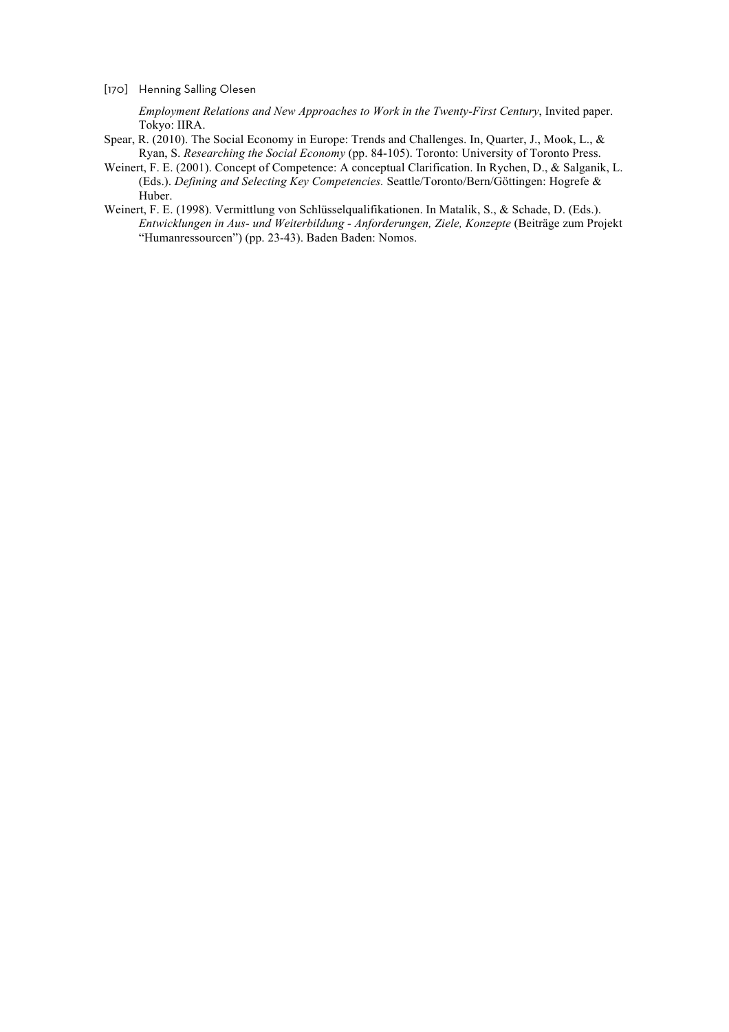*Employment Relations and New Approaches to Work in the Twenty-First Century*, Invited paper. Tokyo: IIRA.

Spear, R. (2010). The Social Economy in Europe: Trends and Challenges. In, Quarter, J., Mook, L., & Ryan, S. *Researching the Social Economy* (pp. 84-105). Toronto: University of Toronto Press.

Weinert, F. E. (2001). Concept of Competence: A conceptual Clarification. In Rychen, D., & Salganik, L. (Eds.). *Defining and Selecting Key Competencies.* Seattle/Toronto/Bern/Göttingen: Hogrefe & Huber.

Weinert, F. E. (1998). Vermittlung von Schlüsselqualifikationen. In Matalik, S., & Schade, D. (Eds.). *Entwicklungen in Aus- und Weiterbildung - Anforderungen, Ziele, Konzepte* (Beiträge zum Projekt "Humanressourcen") (pp. 23-43). Baden Baden: Nomos.